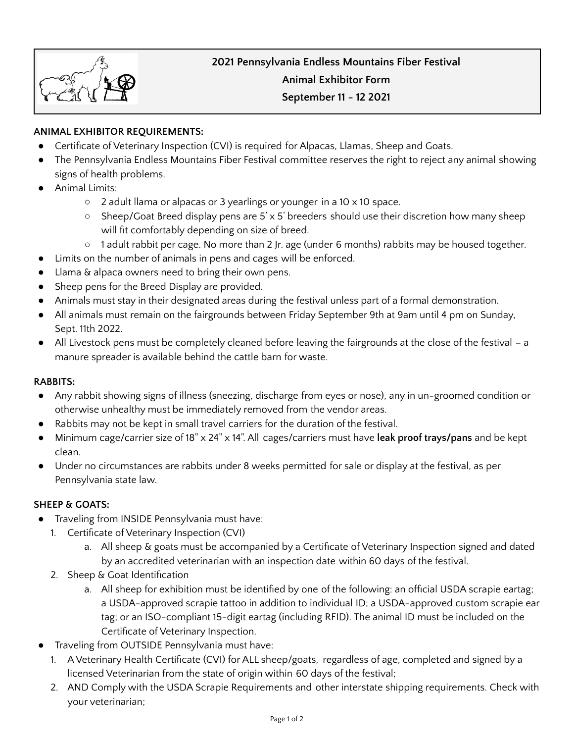# 2021 Pennsylvania Endless Mountains Fiber Festival
## Animal Exhibitor Form
## September 11 - 12 2021

**ANIMAL EXHIBITOR REQUIREMENTS:**

- Certificate of Veterinary Inspection (CVI) is required for Alpacas, Llamas, Sheep and Goats.
- The Pennsylvania Endless Mountains Fiber Festival committee reserves the right to reject any animal showing signs of health problems.
- Animal Limits:
    - 2 adult llama or alpacas or 3 yearlings or younger in a 10 x 10 space.
    - Sheep/Goat Breed display pens are 5' x 5' breeders should use their discretion how many sheep will fit comfortably depending on size of breed.
    - 1 adult rabbit per cage. No more than 2 Jr. age (under 6 months) rabbits may be housed together.
- Limits on the number of animals in pens and cages will be enforced.
- Llama & alpaca owners need to bring their own pens.
- Sheep pens for the Breed Display are provided.
- Animals must stay in their designated areas during the festival unless part of a formal demonstration.
- All animals must remain on the fairgrounds between Friday September 9th at 9am until 4 pm on Sunday, Sept. 11th 2022.
- All Livestock pens must be completely cleaned before leaving the fairgrounds at the close of the festival – a manure spreader is available behind the cattle barn for waste.

**RABBITS:**

- Any rabbit showing signs of illness (sneezing, discharge from eyes or nose), any in un-groomed condition or otherwise unhealthy must be immediately removed from the vendor areas.
- Rabbits may not be kept in small travel carriers for the duration of the festival.
- Minimum cage/carrier size of 18" x 24" x 14". All cages/carriers must have **leak proof trays/pans** and be kept clean.
- Under no circumstances are rabbits under 8 weeks permitted for sale or display at the festival, as per Pennsylvania state law.

**SHEEP & GOATS:**

- Traveling from INSIDE Pennsylvania must have:
    1. Certificate of Veterinary Inspection (CVI)
        a. All sheep & goats must be accompanied by a Certificate of Veterinary Inspection signed and dated by an accredited veterinarian with an inspection date within 60 days of the festival.
    2. Sheep & Goat Identification
        a. All sheep for exhibition must be identified by one of the following: an official USDA scrapie eartag; a USDA-approved scrapie tattoo in addition to individual ID; a USDA-approved custom scrapie ear tag; or an ISO-compliant 15-digit eartag (including RFID). The animal ID must be included on the Certificate of Veterinary Inspection.
- Traveling from OUTSIDE Pennsylvania must have:
    1. A Veterinary Health Certificate (CVI) for ALL sheep/goats, regardless of age, completed and signed by a licensed Veterinarian from the state of origin within 60 days of the festival;
    2. AND Comply with the USDA Scrapie Requirements and other interstate shipping requirements. Check with your veterinarian;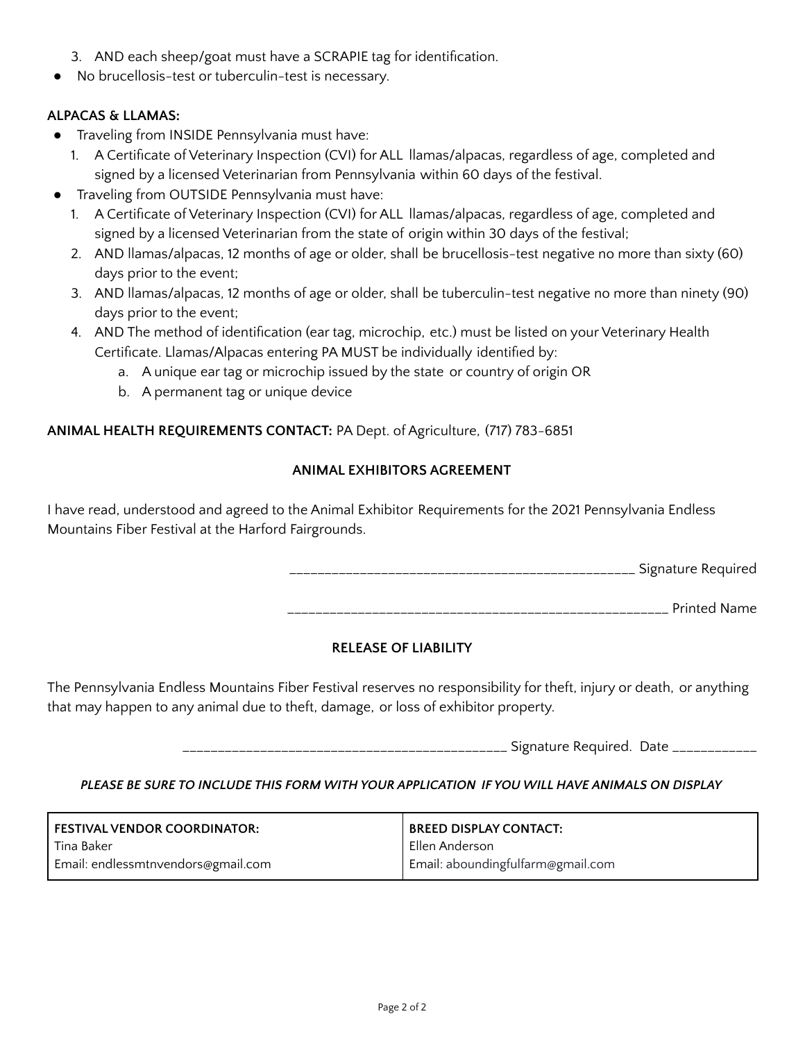3. AND each sheep/goat must have a SCRAPIE tag for identification.

- No brucellosis-test or tuberculin-test is necessary.

**ALPACAS & LLAMAS:**

- Traveling from INSIDE Pennsylvania must have:
  1. A Certificate of Veterinary Inspection (CVI) for ALL llamas/alpacas, regardless of age, completed and signed by a licensed Veterinarian from Pennsylvania within 60 days of the festival.
- Traveling from OUTSIDE Pennsylvania must have:
  1. A Certificate of Veterinary Inspection (CVI) for ALL llamas/alpacas, regardless of age, completed and signed by a licensed Veterinarian from the state of origin within 30 days of the festival;
  2. AND llamas/alpacas, 12 months of age or older, shall be brucellosis-test negative no more than sixty (60) days prior to the event;
  3. AND llamas/alpacas, 12 months of age or older, shall be tuberculin-test negative no more than ninety (90) days prior to the event;
  4. AND The method of identification (ear tag, microchip, etc.) must be listed on your Veterinary Health Certificate. Llamas/Alpacas entering PA MUST be individually identified by:
     a. A unique ear tag or microchip issued by the state or country of origin OR
     b. A permanent tag or unique device

**ANIMAL HEALTH REQUIREMENTS CONTACT:** PA Dept. of Agriculture, (717) 783-6851

**ANIMAL EXHIBITORS AGREEMENT**

I have read, understood and agreed to the Animal Exhibitor Requirements for the 2021 Pennsylvania Endless Mountains Fiber Festival at the Harford Fairgrounds.

_______________________________________________ Signature Required

____________________________________________________ Printed Name

**RELEASE OF LIABILITY**

The Pennsylvania Endless Mountains Fiber Festival reserves no responsibility for theft, injury or death, or anything that may happen to any animal due to theft, damage, or loss of exhibitor property.

____________________________________________ Signature Required. Date ___________

***PLEASE BE SURE TO INCLUDE THIS FORM WITH YOUR APPLICATION IF YOU WILL HAVE ANIMALS ON DISPLAY***

| | |
|---|---|
| **FESTIVAL VENDOR COORDINATOR:**<br>Tina Baker<br>Email: endlessmtnvendors@gmail.com | **BREED DISPLAY CONTACT:**<br>Ellen Anderson<br>Email: aboundingfulfarm@gmail.com |